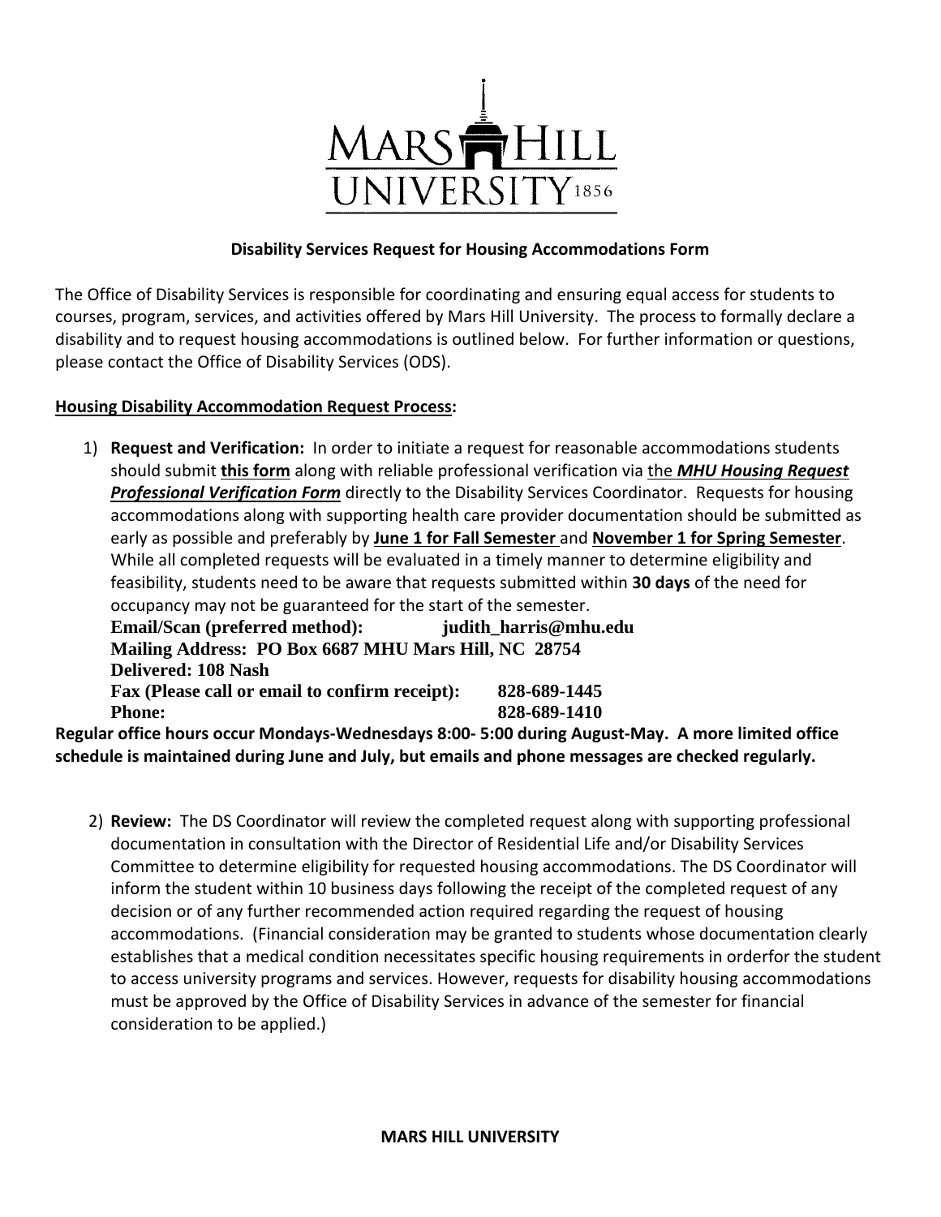# Disability Services Request for Housing Accommodations Form

The Office of Disability Services is responsible for coordinating and ensuring equal access for students to courses, program, services, and activities offered by Mars Hill University. The process to formally declare a disability and to request housing accommodations is outlined below. For further information or questions, please contact the Office of Disability Services (ODS).

## Housing Disability Accommodation Request Process:

1) **Request and Verification:** In order to initiate a request for reasonable accommodations students should submit **this form** along with reliable professional verification via the ***MHU Housing Request Professional Verification Form*** directly to the Disability Services Coordinator. Requests for housing accommodations along with supporting health care provider documentation should be submitted as early as possible and preferably by **June 1 for Fall Semester** and **November 1 for Spring Semester**. While all completed requests will be evaluated in a timely manner to determine eligibility and feasibility, students need to be aware that requests submitted within **30 days** of the need for occupancy may not be guaranteed for the start of the semester.

   **Email/Scan (preferred method):** **judith_harris@mhu.edu**
   **Mailing Address: PO Box 6687 MHU Mars Hill, NC 28754**
   **Delivered: 108 Nash**
   **Fax (Please call or email to confirm receipt):** **828-689-1445**
   **Phone:** **828-689-1410**

**Regular office hours occur Mondays-Wednesdays 8:00- 5:00 during August-May. A more limited office schedule is maintained during June and July, but emails and phone messages are checked regularly.**

2) **Review:** The DS Coordinator will review the completed request along with supporting professional documentation in consultation with the Director of Residential Life and/or Disability Services Committee to determine eligibility for requested housing accommodations. The DS Coordinator will inform the student within 10 business days following the receipt of the completed request of any decision or of any further recommended action required regarding the request of housing accommodations. (Financial consideration may be granted to students whose documentation clearly establishes that a medical condition necessitates specific housing requirements in orderfor the student to access university programs and services. However, requests for disability housing accommodations must be approved by the Office of Disability Services in advance of the semester for financial consideration to be applied.)

**MARS HILL UNIVERSITY**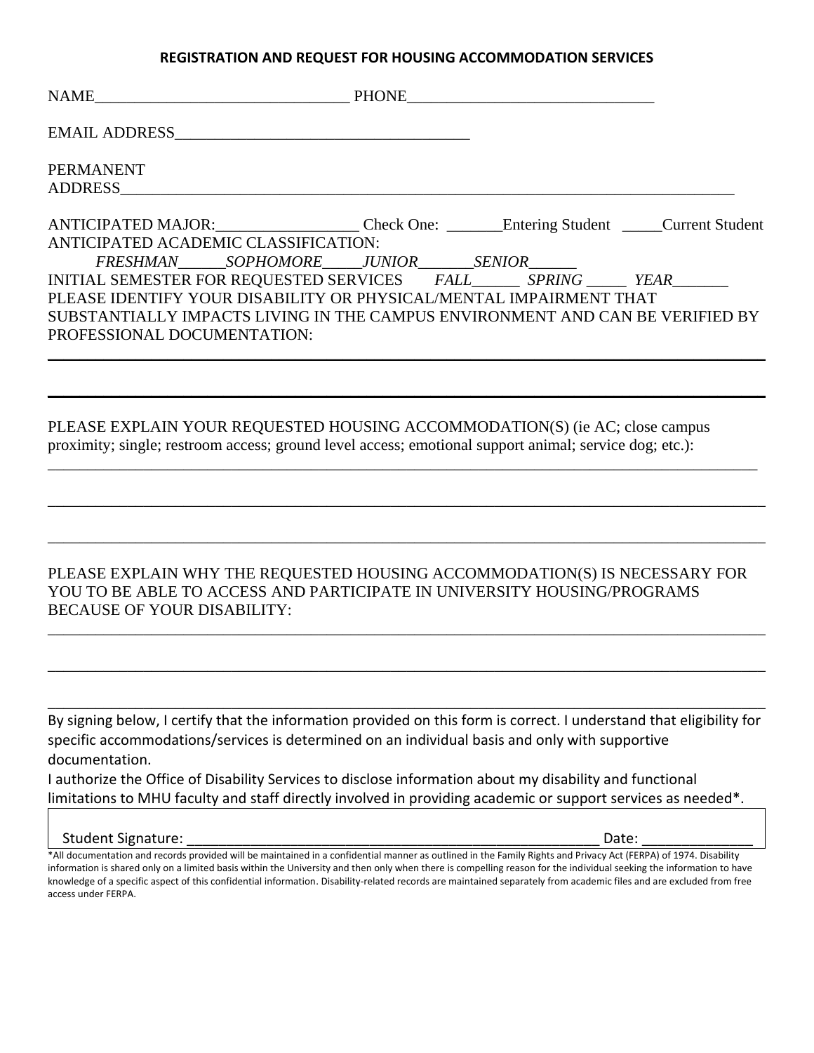# REGISTRATION AND REQUEST FOR HOUSING ACCOMMODATION SERVICES

NAME_______________________________ PHONE______________________________

EMAIL ADDRESS____________________________________

PERMANENT ADDRESS___________________________________________________________________________

ANTICIPATED MAJOR:_________________ Check One: _______Entering Student _____Current Student

ANTICIPATED ACADEMIC CLASSIFICATION:

*FRESHMAN______SOPHOMORE_____JUNIOR_______SENIOR______*

INITIAL SEMESTER FOR REQUESTED SERVICES *FALL______ SPRING _____ YEAR_______*

PLEASE IDENTIFY YOUR DISABILITY OR PHYSICAL/MENTAL IMPAIRMENT THAT SUBSTANTIALLY IMPACTS LIVING IN THE CAMPUS ENVIRONMENT AND CAN BE VERIFIED BY PROFESSIONAL DOCUMENTATION:

______________________________________________________________________________________

______________________________________________________________________________________

PLEASE EXPLAIN YOUR REQUESTED HOUSING ACCOMMODATION(S) (ie AC; close campus proximity; single; restroom access; ground level access; emotional support animal; service dog; etc.):

______________________________________________________________________________________

______________________________________________________________________________________

______________________________________________________________________________________

PLEASE EXPLAIN WHY THE REQUESTED HOUSING ACCOMMODATION(S) IS NECESSARY FOR YOU TO BE ABLE TO ACCESS AND PARTICIPATE IN UNIVERSITY HOUSING/PROGRAMS BECAUSE OF YOUR DISABILITY:

______________________________________________________________________________________

______________________________________________________________________________________

______________________________________________________________________________________

By signing below, I certify that the information provided on this form is correct. I understand that eligibility for specific accommodations/services is determined on an individual basis and only with supportive documentation.

I authorize the Office of Disability Services to disclose information about my disability and functional limitations to MHU faculty and staff directly involved in providing academic or support services as needed*.

Student Signature: ______________________________________________________ Date: ______________

*All documentation and records provided will be maintained in a confidential manner as outlined in the Family Rights and Privacy Act (FERPA) of 1974. Disability information is shared only on a limited basis within the University and then only when there is compelling reason for the individual seeking the information to have knowledge of a specific aspect of this confidential information. Disability-related records are maintained separately from academic files and are excluded from free access under FERPA.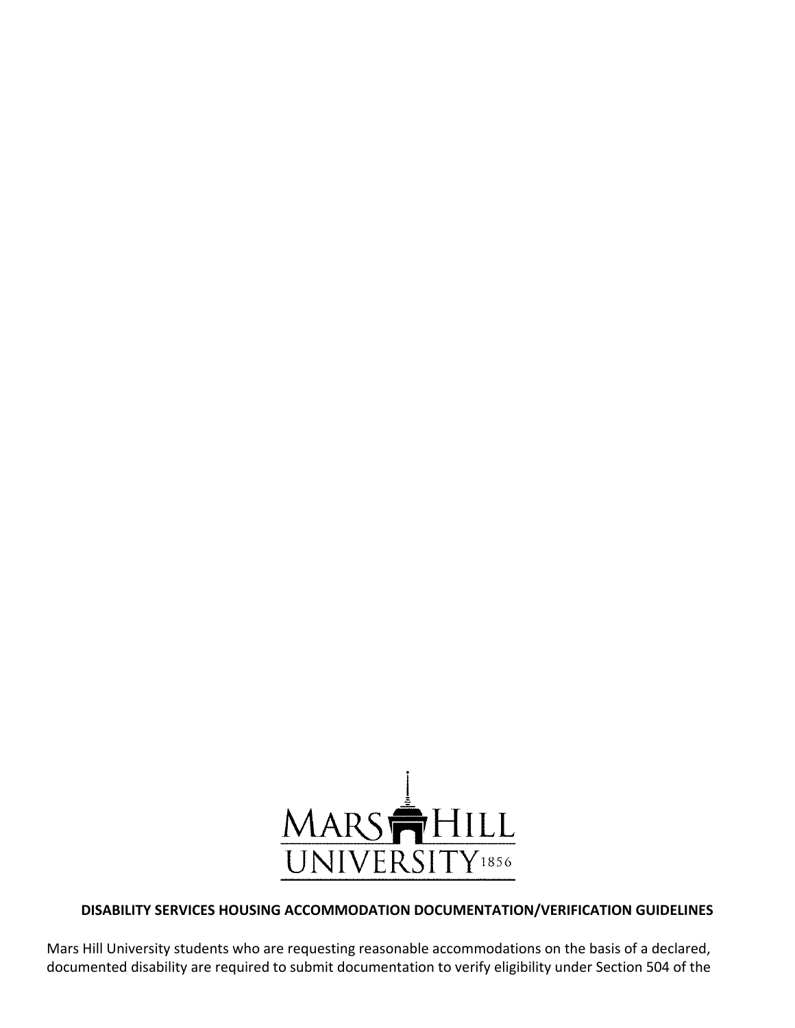## DISABILITY SERVICES HOUSING ACCOMMODATION DOCUMENTATION/VERIFICATION GUIDELINES

Mars Hill University students who are requesting reasonable accommodations on the basis of a declared, documented disability are required to submit documentation to verify eligibility under Section 504 of the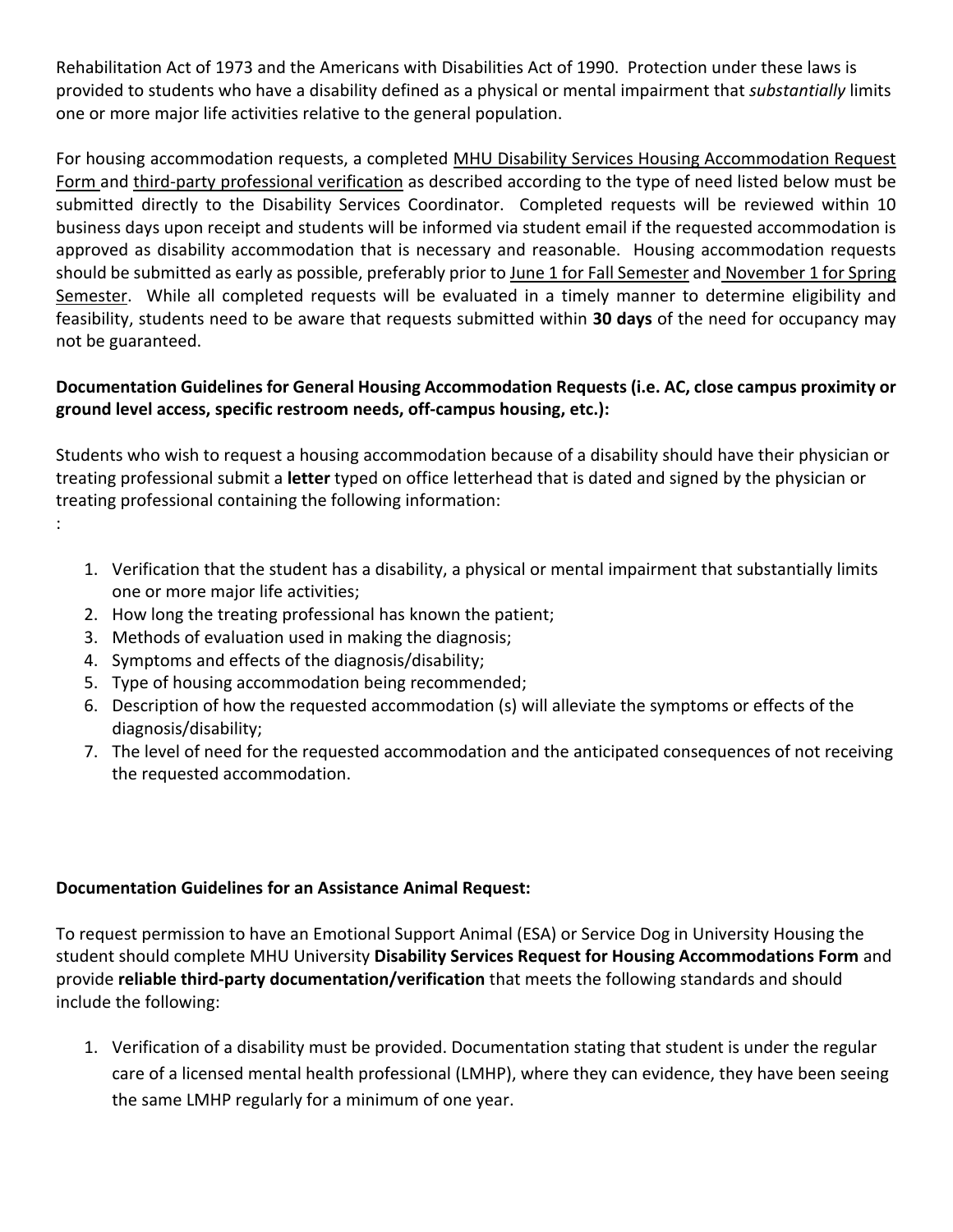Rehabilitation Act of 1973 and the Americans with Disabilities Act of 1990. Protection under these laws is provided to students who have a disability defined as a physical or mental impairment that *substantially* limits one or more major life activities relative to the general population.

For housing accommodation requests, a completed MHU Disability Services Housing Accommodation Request Form and third-party professional verification as described according to the type of need listed below must be submitted directly to the Disability Services Coordinator. Completed requests will be reviewed within 10 business days upon receipt and students will be informed via student email if the requested accommodation is approved as disability accommodation that is necessary and reasonable. Housing accommodation requests should be submitted as early as possible, preferably prior to June 1 for Fall Semester and November 1 for Spring Semester. While all completed requests will be evaluated in a timely manner to determine eligibility and feasibility, students need to be aware that requests submitted within **30 days** of the need for occupancy may not be guaranteed.

**Documentation Guidelines for General Housing Accommodation Requests (i.e. AC, close campus proximity or ground level access, specific restroom needs, off-campus housing, etc.):**

Students who wish to request a housing accommodation because of a disability should have their physician or treating professional submit a **letter** typed on office letterhead that is dated and signed by the physician or treating professional containing the following information:
:

1. Verification that the student has a disability, a physical or mental impairment that substantially limits one or more major life activities;
2. How long the treating professional has known the patient;
3. Methods of evaluation used in making the diagnosis;
4. Symptoms and effects of the diagnosis/disability;
5. Type of housing accommodation being recommended;
6. Description of how the requested accommodation (s) will alleviate the symptoms or effects of the diagnosis/disability;
7. The level of need for the requested accommodation and the anticipated consequences of not receiving the requested accommodation.

**Documentation Guidelines for an Assistance Animal Request:**

To request permission to have an Emotional Support Animal (ESA) or Service Dog in University Housing the student should complete MHU University **Disability Services Request for Housing Accommodations Form** and provide **reliable third-party documentation/verification** that meets the following standards and should include the following:

1. Verification of a disability must be provided. Documentation stating that student is under the regular care of a licensed mental health professional (LMHP), where they can evidence, they have been seeing the same LMHP regularly for a minimum of one year.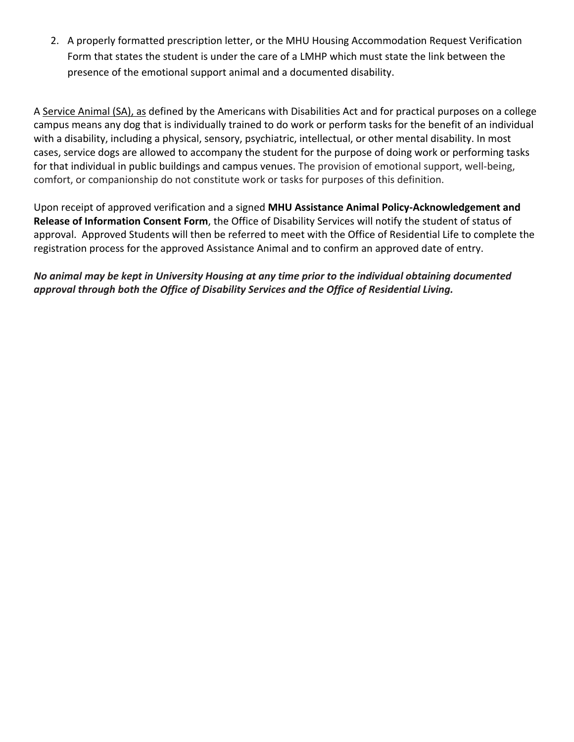2. A properly formatted prescription letter, or the MHU Housing Accommodation Request Verification Form that states the student is under the care of a LMHP which must state the link between the presence of the emotional support animal and a documented disability.

A Service Animal (SA), as defined by the Americans with Disabilities Act and for practical purposes on a college campus means any dog that is individually trained to do work or perform tasks for the benefit of an individual with a disability, including a physical, sensory, psychiatric, intellectual, or other mental disability. In most cases, service dogs are allowed to accompany the student for the purpose of doing work or performing tasks for that individual in public buildings and campus venues. The provision of emotional support, well-being, comfort, or companionship do not constitute work or tasks for purposes of this definition.

Upon receipt of approved verification and a signed **MHU Assistance Animal Policy-Acknowledgement and Release of Information Consent Form**, the Office of Disability Services will notify the student of status of approval. Approved Students will then be referred to meet with the Office of Residential Life to complete the registration process for the approved Assistance Animal and to confirm an approved date of entry.

***No animal may be kept in University Housing at any time prior to the individual obtaining documented approval through both the Office of Disability Services and the Office of Residential Living.***